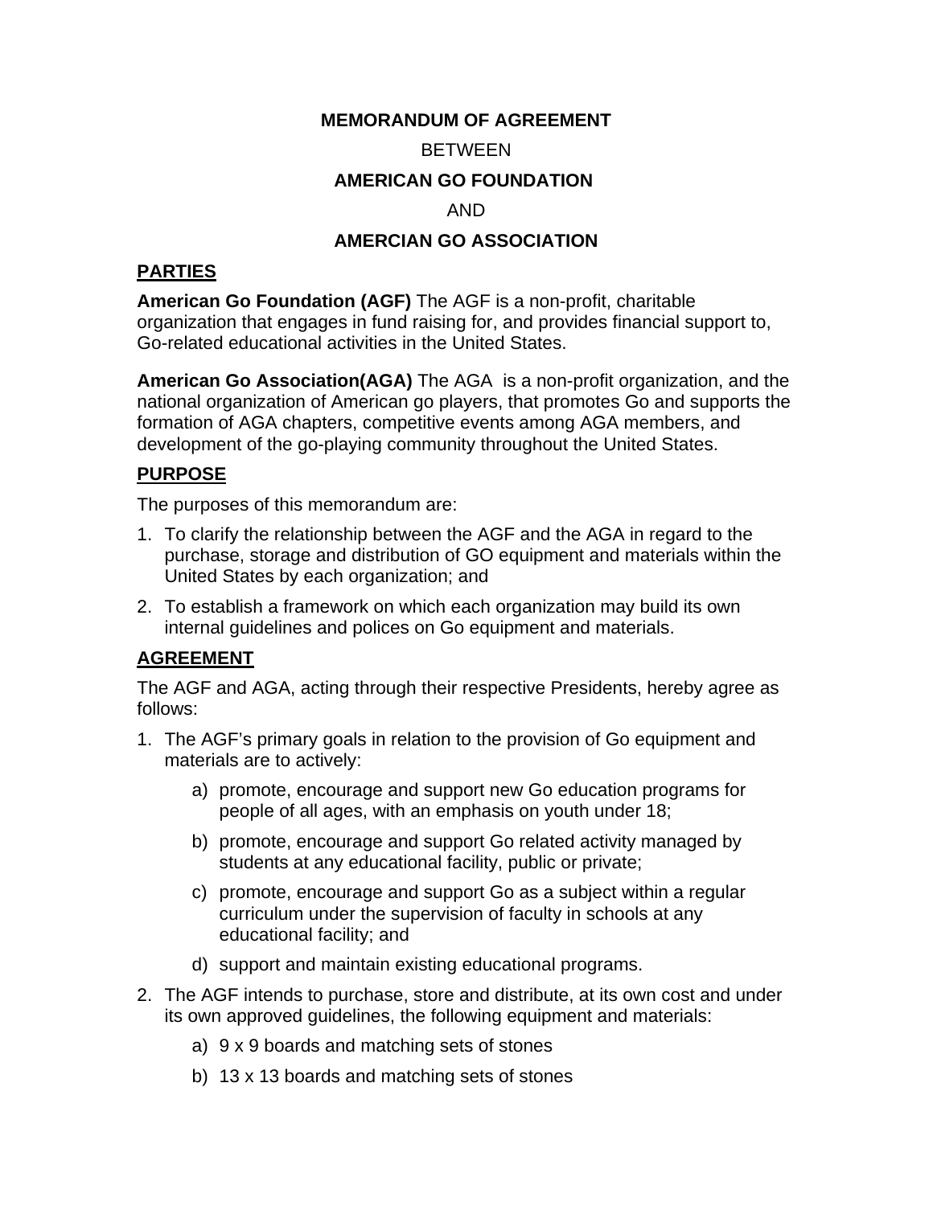**MEMORANDUM OF AGREEMENT**

BETWEEN

**AMERICAN GO FOUNDATION**

AND

**AMERCIAN GO ASSOCIATION**

## PARTIES

**American Go Foundation (AGF)** The AGF is a non-profit, charitable organization that engages in fund raising for, and provides financial support to, Go-related educational activities in the United States.

**American Go Association(AGA)** The AGA is a non-profit organization, and the national organization of American go players, that promotes Go and supports the formation of AGA chapters, competitive events among AGA members, and development of the go-playing community throughout the United States.

## PURPOSE

The purposes of this memorandum are:

1. To clarify the relationship between the AGF and the AGA in regard to the purchase, storage and distribution of GO equipment and materials within the United States by each organization; and
2. To establish a framework on which each organization may build its own internal guidelines and polices on Go equipment and materials.

## AGREEMENT

The AGF and AGA, acting through their respective Presidents, hereby agree as follows:

1. The AGF's primary goals in relation to the provision of Go equipment and materials are to actively:
    a) promote, encourage and support new Go education programs for people of all ages, with an emphasis on youth under 18;
    b) promote, encourage and support Go related activity managed by students at any educational facility, public or private;
    c) promote, encourage and support Go as a subject within a regular curriculum under the supervision of faculty in schools at any educational facility; and
    d) support and maintain existing educational programs.
2. The AGF intends to purchase, store and distribute, at its own cost and under its own approved guidelines, the following equipment and materials:
    a) 9 x 9 boards and matching sets of stones
    b) 13 x 13 boards and matching sets of stones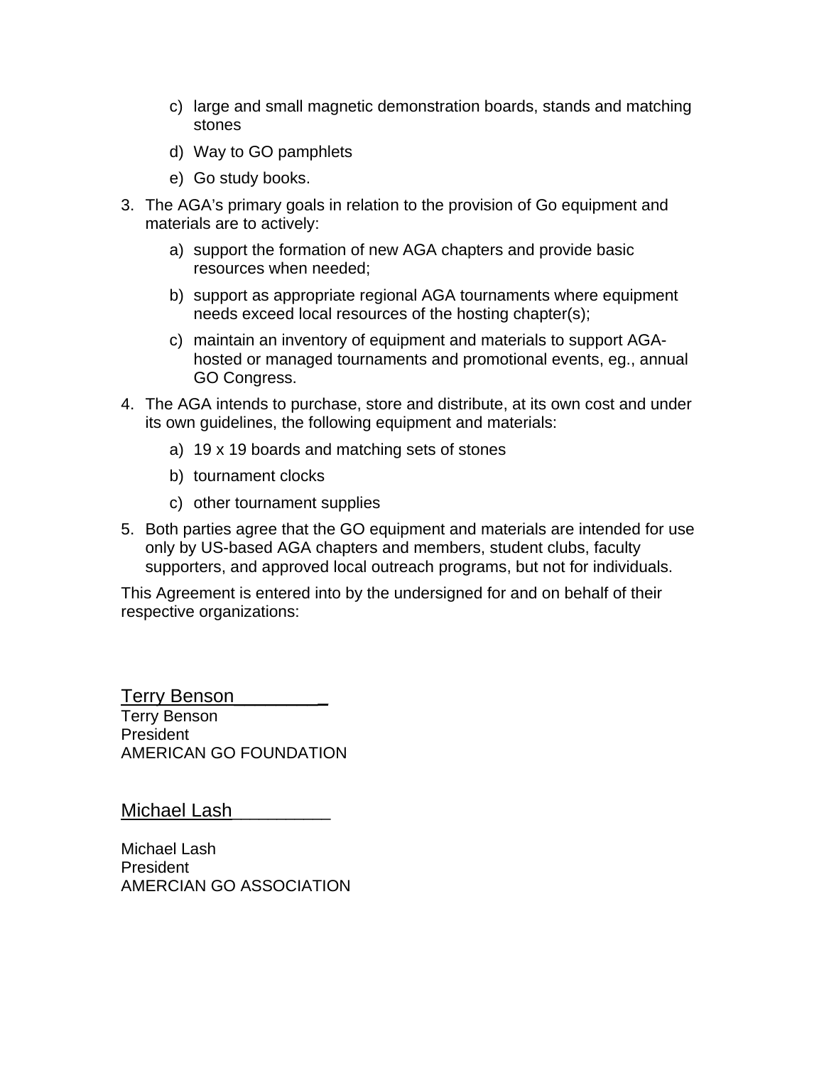c) large and small magnetic demonstration boards, stands and matching stones
    d) Way to GO pamphlets
    e) Go study books.

3. The AGA's primary goals in relation to the provision of Go equipment and materials are to actively:
    a) support the formation of new AGA chapters and provide basic resources when needed;
    b) support as appropriate regional AGA tournaments where equipment needs exceed local resources of the hosting chapter(s);
    c) maintain an inventory of equipment and materials to support AGA-hosted or managed tournaments and promotional events, eg., annual GO Congress.
4. The AGA intends to purchase, store and distribute, at its own cost and under its own guidelines, the following equipment and materials:
    a) 19 x 19 boards and matching sets of stones
    b) tournament clocks
    c) other tournament supplies
5. Both parties agree that the GO equipment and materials are intended for use only by US-based AGA chapters and members, student clubs, faculty supporters, and approved local outreach programs, but not for individuals.

This Agreement is entered into by the undersigned for and on behalf of their respective organizations:

Terry Benson________ _

Terry Benson
President
AMERICAN GO FOUNDATION

Michael Lash_________

Michael Lash
President
AMERCIAN GO ASSOCIATION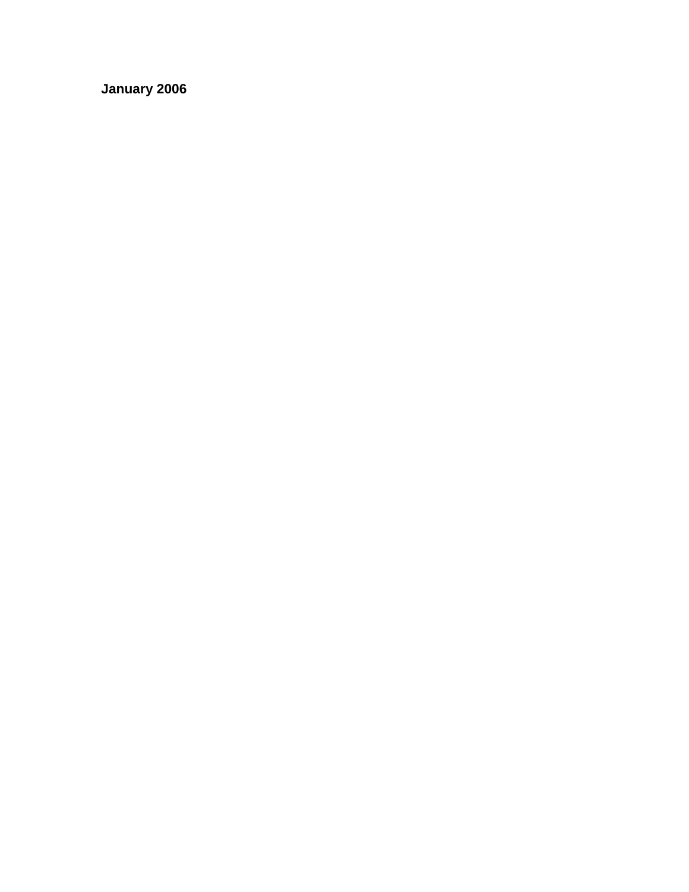**January 2006**